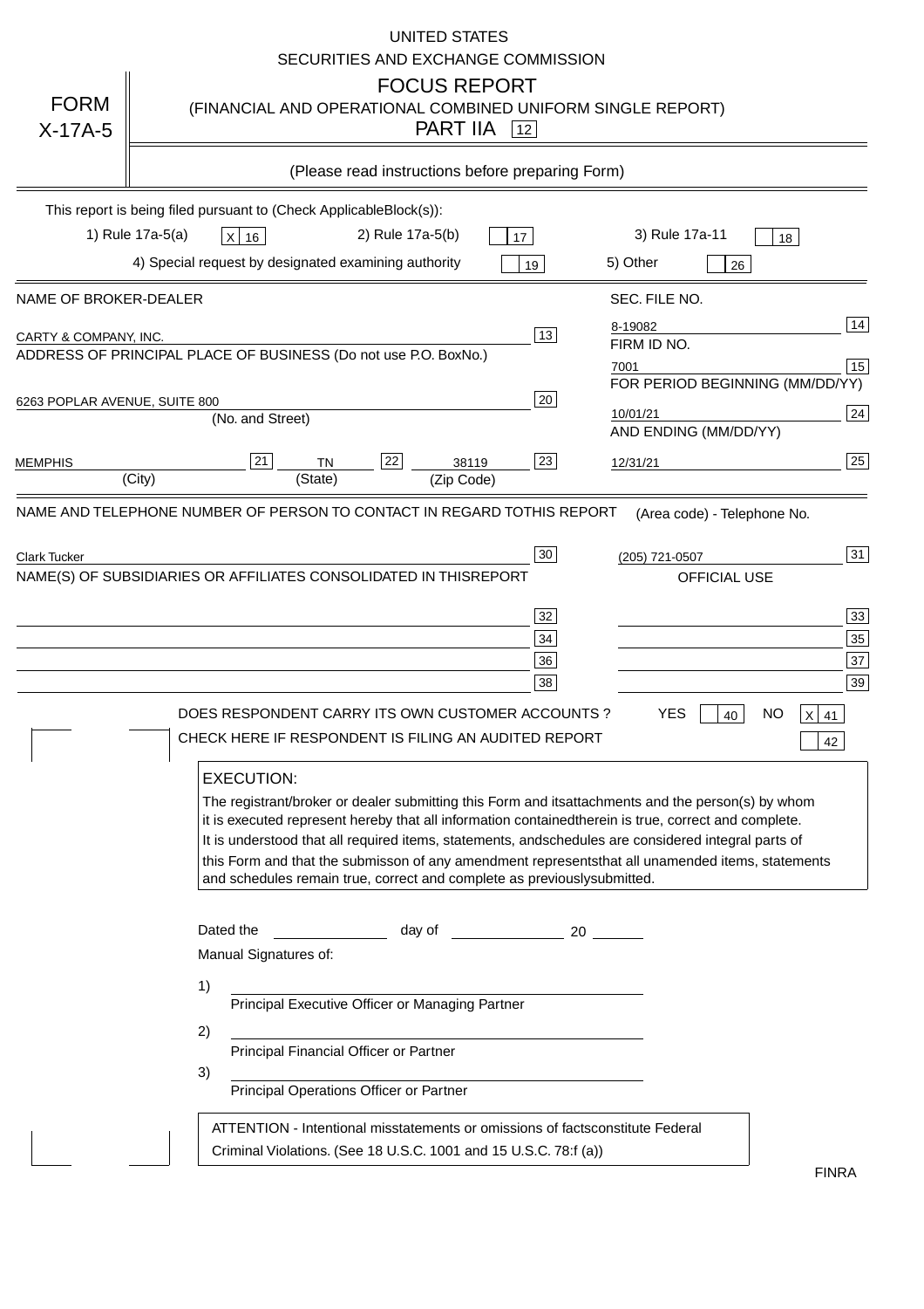UNITED STATES
SECURITIES AND EXCHANGE COMMISSION

**FORM X-17A-5**

# FOCUS REPORT

(FINANCIAL AND OPERATIONAL COMBINED UNIFORM SINGLE REPORT)

PART IIA [12]

(Please read instructions before preparing Form)

This report is being filed pursuant to (Check ApplicableBlock(s)):

1) Rule 17a-5(a) [X] 16 2) Rule 17a-5(b) [ ] 17 3) Rule 17a-11 [ ] 18

4) Special request by designated examining authority [ ] 19 5) Other [ ] 26

| NAME OF BROKER-DEALER | | SEC. FILE NO. | |
|---|---|---|---|
| CARTY & COMPANY, INC. | 13 | 8-19082 | 14 |
| ADDRESS OF PRINCIPAL PLACE OF BUSINESS (Do not use P.O. BoxNo.) | | FIRM ID NO. | |
| | | 7001 | 15 |
| 6263 POPLAR AVENUE, SUITE 800 (No. and Street) | 20 | FOR PERIOD BEGINNING (MM/DD/YY) 10/01/21 | 24 |
| MEMPHIS (City) 21 TN (State) 22 38119 (Zip Code) | 23 | AND ENDING (MM/DD/YY) 12/31/21 | 25 |

NAME AND TELEPHONE NUMBER OF PERSON TO CONTACT IN REGARD TOTHIS REPORT (Area code) - Telephone No.

| | | | |
|---|---|---|---|
| Clark Tucker | 30 | (205) 721-0507 | 31 |

NAME(S) OF SUBSIDIARIES OR AFFILIATES CONSOLIDATED IN THISREPORT — OFFICIAL USE

| | | | |
|---|---|---|---|
| | 32 | | 33 |
| | 34 | | 35 |
| | 36 | | 37 |
| | 38 | | 39 |

DOES RESPONDENT CARRY ITS OWN CUSTOMER ACCOUNTS ? YES [ ] 40 NO [X] 41

CHECK HERE IF RESPONDENT IS FILING AN AUDITED REPORT [ ] 42

**EXECUTION:**

The registrant/broker or dealer submitting this Form and itsattachments and the person(s) by whom it is executed represent hereby that all information containedtherein is true, correct and complete. It is understood that all required items, statements, andschedules are considered integral parts of this Form and that the submisson of any amendment representsthat all unamended items, statements and schedules remain true, correct and complete as previouslysubmitted.

Dated the ______________ day of ______________ 20 ______

Manual Signatures of:

1) ________________________________
Principal Executive Officer or Managing Partner

2) ________________________________
Principal Financial Officer or Partner

3) ________________________________
Principal Operations Officer or Partner

ATTENTION - Intentional misstatements or omissions of factsconstitute Federal Criminal Violations. (See 18 U.S.C. 1001 and 15 U.S.C. 78:f (a))

FINRA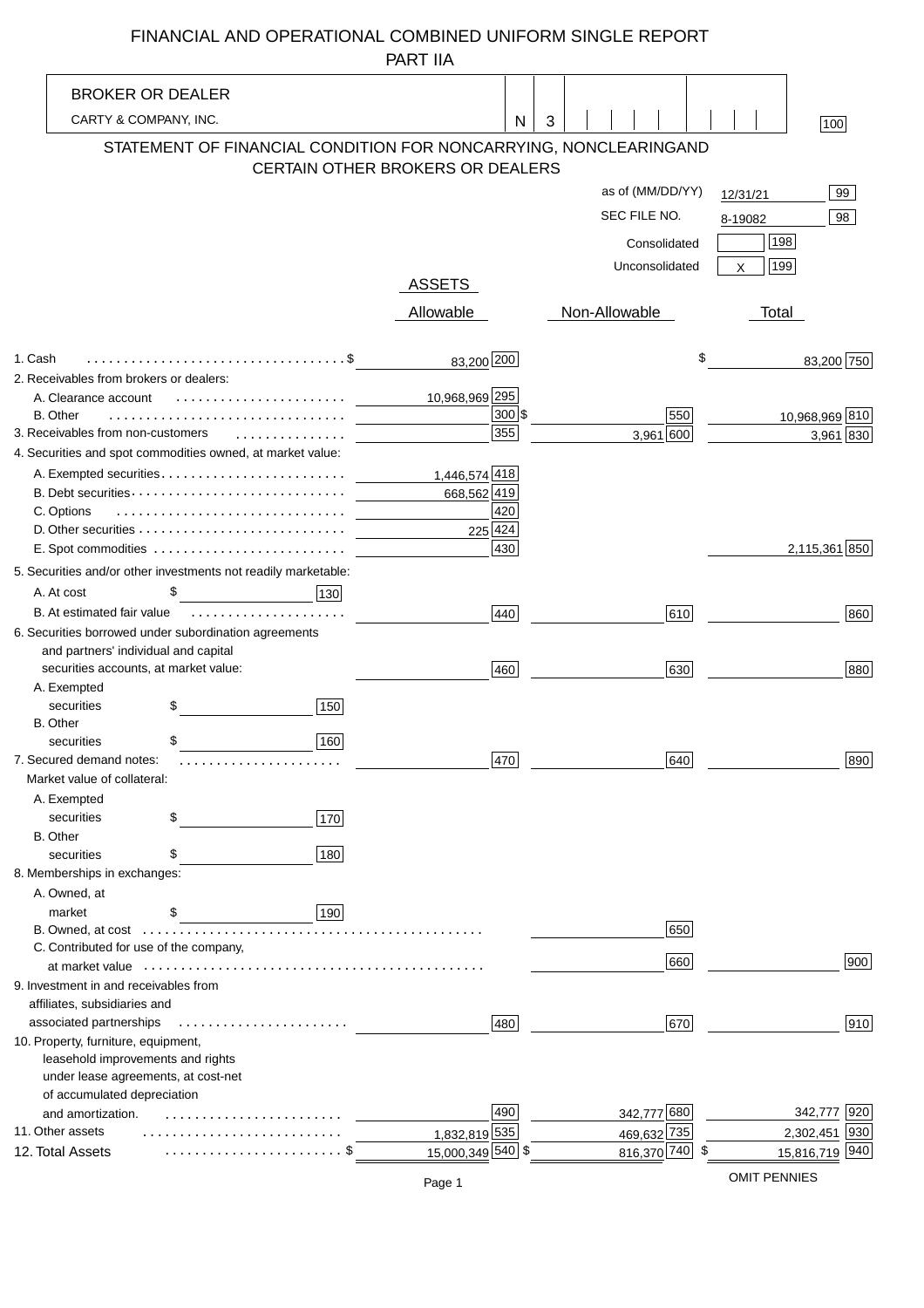# FINANCIAL AND OPERATIONAL COMBINED UNIFORM SINGLE REPORT
## PART IIA

| BROKER OR DEALER | | |
|---|---|---|
| CARTY & COMPANY, INC. | N 3 | 100 |

## STATEMENT OF FINANCIAL CONDITION FOR NONCARRYING, NONCLEARINGAND CERTAIN OTHER BROKERS OR DEALERS

| | | |
|---|---|---|
| as of (MM/DD/YY) | 12/31/21 | 99 |
| SEC FILE NO. | 8-19082 | 98 |
| Consolidated | | 198 |
| Unconsolidated | X | 199 |

### ASSETS

| | Allowable | | Non-Allowable | | Total | |
|---|---|---|---|---|---|---|
| 1. Cash | $ 83,200 | 200 | $ | | 83,200 | 750 |
| 2. Receivables from brokers or dealers: | | | | | | |
| A. Clearance account | 10,968,969 | 295 | | | | |
| B. Other | | 300 | $ | 550 | 10,968,969 | 810 |
| 3. Receivables from non-customers | | 355 | 3,961 | 600 | 3,961 | 830 |
| 4. Securities and spot commodities owned, at market value: | | | | | | |
| A. Exempted securities | 1,446,574 | 418 | | | | |
| B. Debt securities | 668,562 | 419 | | | | |
| C. Options | | 420 | | | | |
| D. Other securities | 225 | 424 | | | | |
| E. Spot commodities | | 430 | | | 2,115,361 | 850 |
| 5. Securities and/or other investments not readily marketable: | | | | | | |
| A. At cost $ ____ 130 | | | | | | |
| B. At estimated fair value | | 440 | | 610 | | 860 |
| 6. Securities borrowed under subordination agreements and partners' individual and capital securities accounts, at market value: | | 460 | | 630 | | 880 |
| A. Exempted securities $ ____ 150 | | | | | | |
| B. Other securities $ ____ 160 | | | | | | |
| 7. Secured demand notes: | | 470 | | 640 | | 890 |
| Market value of collateral: | | | | | | |
| A. Exempted securities $ ____ 170 | | | | | | |
| B. Other securities $ ____ 180 | | | | | | |
| 8. Memberships in exchanges: | | | | | | |
| A. Owned, at market $ ____ 190 | | | | | | |
| B. Owned, at cost | | | | 650 | | |
| C. Contributed for use of the company, at market value | | | | 660 | | 900 |
| 9. Investment in and receivables from affiliates, subsidiaries and associated partnerships | | 480 | | 670 | | 910 |
| 10. Property, furniture, equipment, leasehold improvements and rights under lease agreements, at cost-net of accumulated depreciation and amortization. | | 490 | 342,777 | 680 | 342,777 | 920 |
| 11. Other assets | 1,832,819 | 535 | 469,632 | 735 | 2,302,451 | 930 |
| 12. Total Assets | $ 15,000,349 | 540 | $ 816,370 | 740 | $ 15,816,719 | 940 |

OMIT PENNIES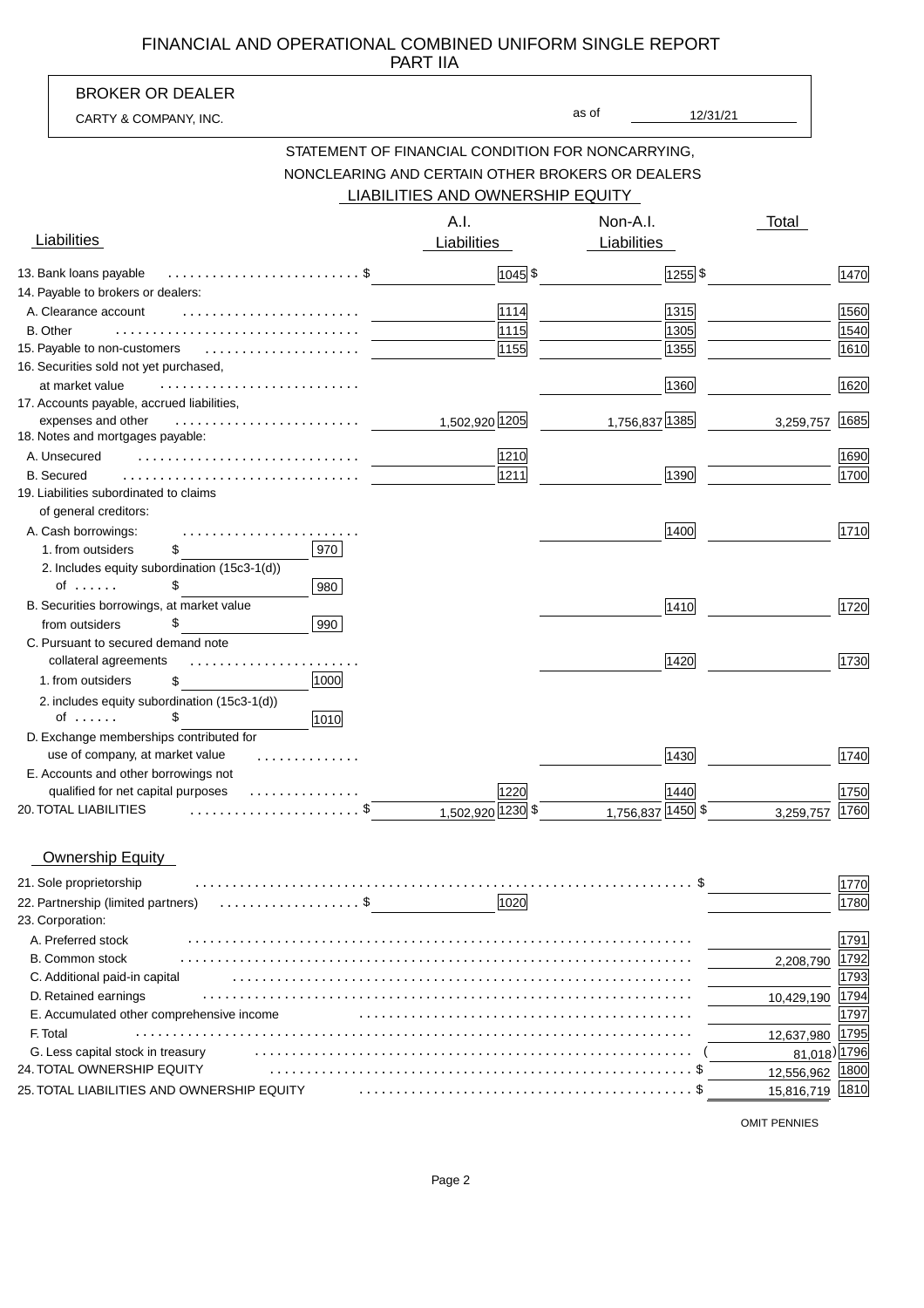# FINANCIAL AND OPERATIONAL COMBINED UNIFORM SINGLE REPORT
## PART IIA

**BROKER OR DEALER**

CARTY & COMPANY, INC. as of 12/31/21

## STATEMENT OF FINANCIAL CONDITION FOR NONCARRYING, NONCLEARING AND CERTAIN OTHER BROKERS OR DEALERS

### LIABILITIES AND OWNERSHIP EQUITY

| Liabilities | A.I. Liabilities | | Non-A.I. Liabilities | | Total | |
|---|---|---|---|---|---|---|
| 13. Bank loans payable | $ | 1045 | $ | 1255 | $ | 1470 |
| 14. Payable to brokers or dealers: | | | | | | |
| A. Clearance account | | 1114 | | 1315 | | 1560 |
| B. Other | | 1115 | | 1305 | | 1540 |
| 15. Payable to non-customers | | 1155 | | 1355 | | 1610 |
| 16. Securities sold not yet purchased, at market value | | | | 1360 | | 1620 |
| 17. Accounts payable, accrued liabilities, expenses and other | 1,502,920 | 1205 | 1,756,837 | 1385 | 3,259,757 | 1685 |
| 18. Notes and mortgages payable: | | | | | | |
| A. Unsecured | | 1210 | | | | 1690 |
| B. Secured | | 1211 | | 1390 | | 1700 |
| 19. Liabilities subordinated to claims of general creditors: | | | | | | |
| A. Cash borrowings: | | | | 1400 | | 1710 |
| 1. from outsiders $ [970] | | | | | | |
| 2. Includes equity subordination (15c3-1(d)) of ...... $ [980] | | | | | | |
| B. Securities borrowings, at market value | | | | 1410 | | 1720 |
| from outsiders $ [990] | | | | | | |
| C. Pursuant to secured demand note collateral agreements | | | | 1420 | | 1730 |
| 1. from outsiders $ [1000] | | | | | | |
| 2. includes equity subordination (15c3-1(d)) of ...... $ [1010] | | | | | | |
| D. Exchange memberships contributed for use of company, at market value | | | | 1430 | | 1740 |
| E. Accounts and other borrowings not qualified for net capital purposes | | 1220 | | 1440 | | 1750 |
| 20. TOTAL LIABILITIES | $ 1,502,920 | 1230 | $ 1,756,837 | 1450 | $ 3,259,757 | 1760 |

### Ownership Equity

| | | |
|---|---|---|
| 21. Sole proprietorship | $ | 1770 |
| 22. Partnership (limited partners) $ [1020] | | 1780 |
| 23. Corporation: | | |
| A. Preferred stock | | 1791 |
| B. Common stock | 2,208,790 | 1792 |
| C. Additional paid-in capital | | 1793 |
| D. Retained earnings | 10,429,190 | 1794 |
| E. Accumulated other comprehensive income | | 1797 |
| F. Total | 12,637,980 | 1795 |
| G. Less capital stock in treasury | (81,018) | 1796 |
| 24. TOTAL OWNERSHIP EQUITY | $ 12,556,962 | 1800 |
| 25. TOTAL LIABILITIES AND OWNERSHIP EQUITY | $ 15,816,719 | 1810 |

OMIT PENNIES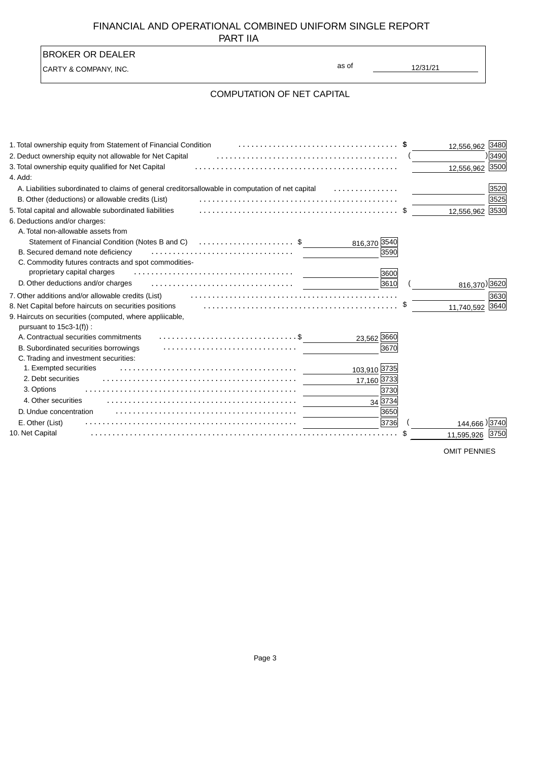# FINANCIAL AND OPERATIONAL COMBINED UNIFORM SINGLE REPORT

## PART IIA

**BROKER OR DEALER**

CARTY & COMPANY, INC. as of 12/31/21

## COMPUTATION OF NET CAPITAL

| Item | | Code | | Code |
|---|---|---|---|---|
| 1. Total ownership equity from Statement of Financial Condition | | | $ 12,556,962 | 3480 |
| 2. Deduct ownership equity not allowable for Net Capital | | | ( ) | 3490 |
| 3. Total ownership equity qualified for Net Capital | | | 12,556,962 | 3500 |
| 4. Add: | | | | |
| A. Liabilities subordinated to claims of general creditorsallowable in computation of net capital | | | | 3520 |
| B. Other (deductions) or allowable credits (List) | | | | 3525 |
| 5. Total capital and allowable subordinated liabilities | | | $ 12,556,962 | 3530 |
| 6. Deductions and/or charges: | | | | |
| A. Total non-allowable assets from Statement of Financial Condition (Notes B and C) | $ 816,370 | 3540 | | |
| B. Secured demand note deficiency | | 3590 | | |
| C. Commodity futures contracts and spot commodities-proprietary capital charges | | 3600 | | |
| D. Other deductions and/or charges | | 3610 | (816,370) | 3620 |
| 7. Other additions and/or allowable credits (List) | | | | 3630 |
| 8. Net Capital before haircuts on securities positions | | | $ 11,740,592 | 3640 |
| 9. Haircuts on securities (computed, where appliicable, pursuant to 15c3-1(f)) : | | | | |
| A. Contractual securities commitments | $ 23,562 | 3660 | | |
| B. Subordinated securities borrowings | | 3670 | | |
| C. Trading and investment securities: | | | | |
| 1. Exempted securities | 103,910 | 3735 | | |
| 2. Debt securities | 17,160 | 3733 | | |
| 3. Options | | 3730 | | |
| 4. Other securities | 34 | 3734 | | |
| D. Undue concentration | | 3650 | | |
| E. Other (List) | | 3736 | (144,666) | 3740 |
| 10. Net Capital | | | $ 11,595,926 | 3750 |

OMIT PENNIES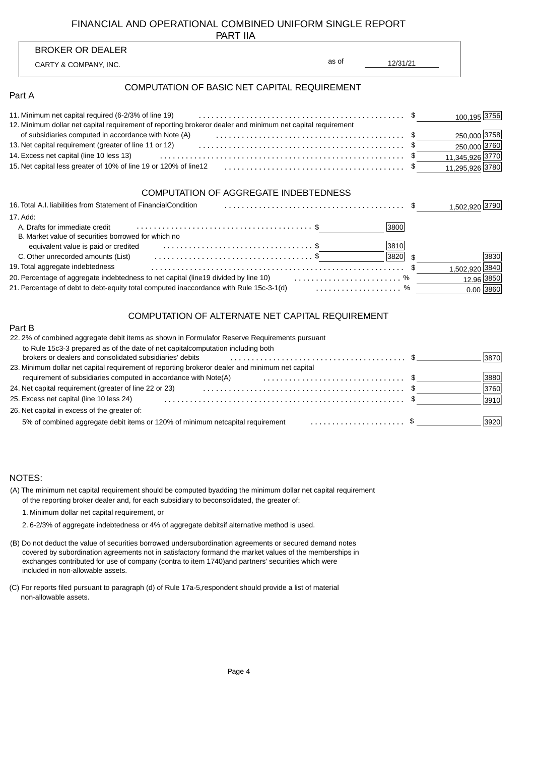# FINANCIAL AND OPERATIONAL COMBINED UNIFORM SINGLE REPORT
## PART IIA

**BROKER OR DEALER**

CARTY & COMPANY, INC. as of 12/31/21

## COMPUTATION OF BASIC NET CAPITAL REQUIREMENT

Part A

| | | | |
|---|---|---|---|
| 11. Minimum net capital required (6-2/3% of line 19) | $ | 100,195 | 3756 |
| 12. Minimum dollar net capital requirement of reporting broker or dealer and minimum net capital requirement of subsidiaries computed in accordance with Note (A) | $ | 250,000 | 3758 |
| 13. Net capital requirement (greater of line 11 or 12) | $ | 250,000 | 3760 |
| 14. Excess net capital (line 10 less 13) | $ | 11,345,926 | 3770 |
| 15. Net capital less greater of 10% of line 19 or 120% of line 12 | $ | 11,295,926 | 3780 |

## COMPUTATION OF AGGREGATE INDEBTEDNESS

| | | | | | | |
|---|---|---|---|---|---|---|
| 16. Total A.I. liabilities from Statement of Financial Condition | | | | $ | 1,502,920 | 3790 |
| 17. Add: | | | | | | |
| A. Drafts for immediate credit | $ | | 3800 | | | |
| B. Market value of securities borrowed for which no equivalent value is paid or credited | $ | | 3810 | | | |
| C. Other unrecorded amounts (List) | $ | | 3820 | $ | | 3830 |
| 19. Total aggregate indebtedness | | | | $ | 1,502,920 | 3840 |
| 20. Percentage of aggregate indebtedness to net capital (line 19 divided by line 10) | | | | % | 12.96 | 3850 |
| 21. Percentage of debt to debt-equity total computed in accordance with Rule 15c-3-1(d) | | | | % | 0.00 | 3860 |

## COMPUTATION OF ALTERNATE NET CAPITAL REQUIREMENT

Part B

| | | | |
|---|---|---|---|
| 22. 2% of combined aggregate debit items as shown in Formula for Reserve Requirements pursuant to Rule 15c3-3 prepared as of the date of net capital computation including both brokers or dealers and consolidated subsidiaries' debits | $ | | 3870 |
| 23. Minimum dollar net capital requirement of reporting broker or dealer and minimum net capital requirement of subsidiaries computed in accordance with Note(A) | $ | | 3880 |
| 24. Net capital requirement (greater of line 22 or 23) | $ | | 3760 |
| 25. Excess net capital (line 10 less 24) | $ | | 3910 |
| 26. Net capital in excess of the greater of: 5% of combined aggregate debit items or 120% of minimum net capital requirement | $ | | 3920 |

NOTES:

(A) The minimum net capital requirement should be computed by adding the minimum dollar net capital requirement of the reporting broker dealer and, for each subsidiary to be consolidated, the greater of:

1. Minimum dollar net capital requirement, or

2. 6-2/3% of aggregate indebtedness or 4% of aggregate debits if alternative method is used.

(B) Do not deduct the value of securities borrowed under subordination agreements or secured demand notes covered by subordination agreements not in satisfactory form and the market values of the memberships in exchanges contributed for use of company (contra to item 1740) and partners' securities which were included in non-allowable assets.

(C) For reports filed pursuant to paragraph (d) of Rule 17a-5, respondent should provide a list of material non-allowable assets.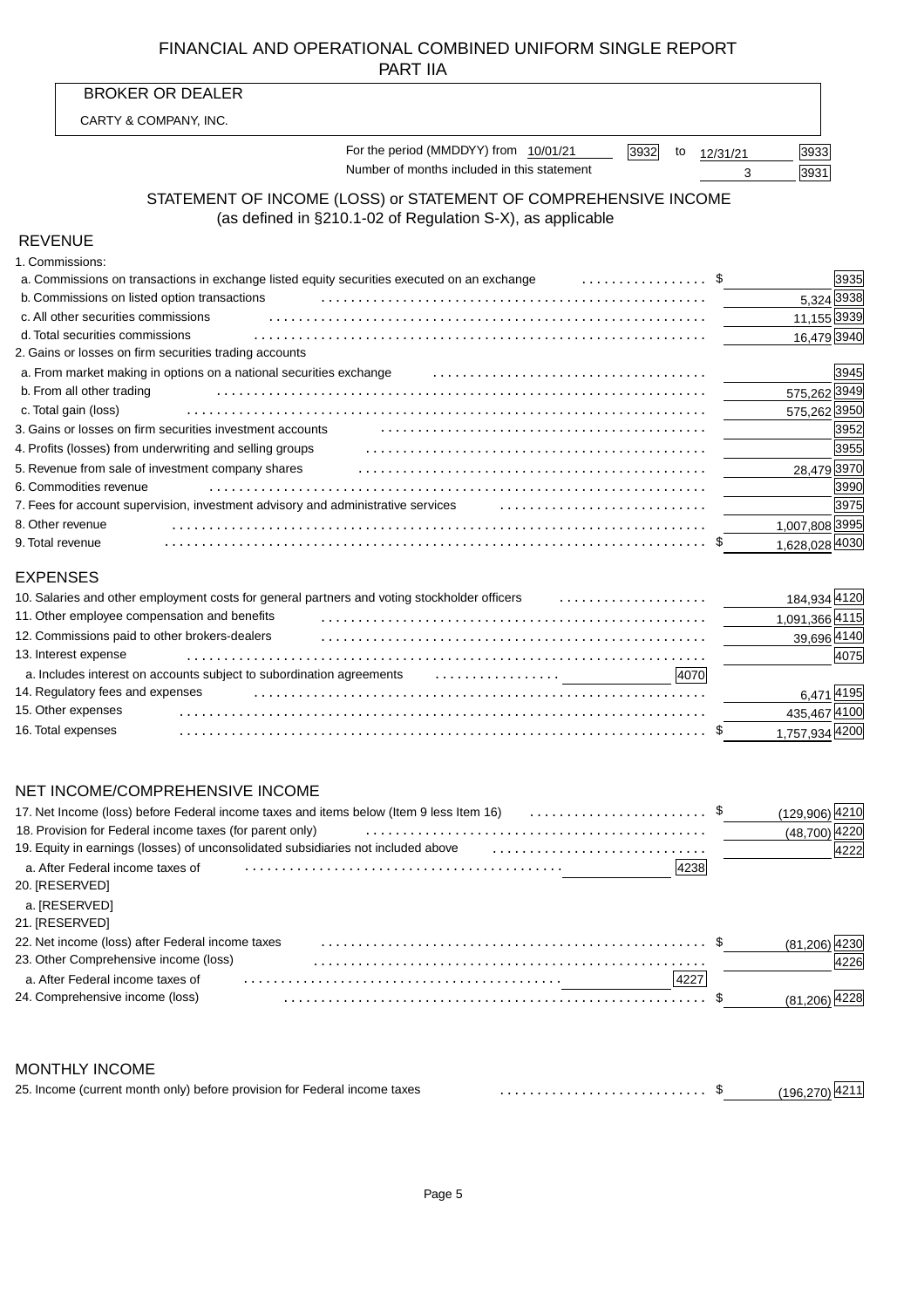# FINANCIAL AND OPERATIONAL COMBINED UNIFORM SINGLE REPORT

## PART IIA

**BROKER OR DEALER**

CARTY & COMPANY, INC.

For the period (MMDDYY) from 10/01/21 [3932] to 12/31/21 [3933]

Number of months included in this statement 3 [3931]

## STATEMENT OF INCOME (LOSS) or STATEMENT OF COMPREHENSIVE INCOME

(as defined in §210.1-02 of Regulation S-X), as applicable

### REVENUE

| Item | | Amount | Code |
|---|---|---|---|
| 1. Commissions: | | | |
| a. Commissions on transactions in exchange listed equity securities executed on an exchange | | $ | 3935 |
| b. Commissions on listed option transactions | | 5,324 | 3938 |
| c. All other securities commissions | | 11,155 | 3939 |
| d. Total securities commissions | | 16,479 | 3940 |
| 2. Gains or losses on firm securities trading accounts | | | |
| a. From market making in options on a national securities exchange | | | 3945 |
| b. From all other trading | | 575,262 | 3949 |
| c. Total gain (loss) | | 575,262 | 3950 |
| 3. Gains or losses on firm securities investment accounts | | | 3952 |
| 4. Profits (losses) from underwriting and selling groups | | | 3955 |
| 5. Revenue from sale of investment company shares | | 28,479 | 3970 |
| 6. Commodities revenue | | | 3990 |
| 7. Fees for account supervision, investment advisory and administrative services | | | 3975 |
| 8. Other revenue | | 1,007,808 | 3995 |
| 9. Total revenue | | $ 1,628,028 | 4030 |

### EXPENSES

| Item | | Amount | Code |
|---|---|---|---|
| 10. Salaries and other employment costs for general partners and voting stockholder officers | | 184,934 | 4120 |
| 11. Other employee compensation and benefits | | 1,091,366 | 4115 |
| 12. Commissions paid to other brokers-dealers | | 39,696 | 4140 |
| 13. Interest expense | | | 4075 |
| a. Includes interest on accounts subject to subordination agreements | [4070] | | |
| 14. Regulatory fees and expenses | | 6,471 | 4195 |
| 15. Other expenses | | 435,467 | 4100 |
| 16. Total expenses | | $ 1,757,934 | 4200 |

### NET INCOME/COMPREHENSIVE INCOME

| Item | | Amount | Code |
|---|---|---|---|
| 17. Net Income (loss) before Federal income taxes and items below (Item 9 less Item 16) | | $ (129,906) | 4210 |
| 18. Provision for Federal income taxes (for parent only) | | (48,700) | 4220 |
| 19. Equity in earnings (losses) of unconsolidated subsidiaries not included above | | | 4222 |
| a. After Federal income taxes of | [4238] | | |
| 20. [RESERVED] | | | |
| a. [RESERVED] | | | |
| 21. [RESERVED] | | | |
| 22. Net income (loss) after Federal income taxes | | $ (81,206) | 4230 |
| 23. Other Comprehensive income (loss) | | | 4226 |
| a. After Federal income taxes of | [4227] | | |
| 24. Comprehensive income (loss) | | $ (81,206) | 4228 |

### MONTHLY INCOME

| Item | Amount | Code |
|---|---|---|
| 25. Income (current month only) before provision for Federal income taxes | $ (196,270) | 4211 |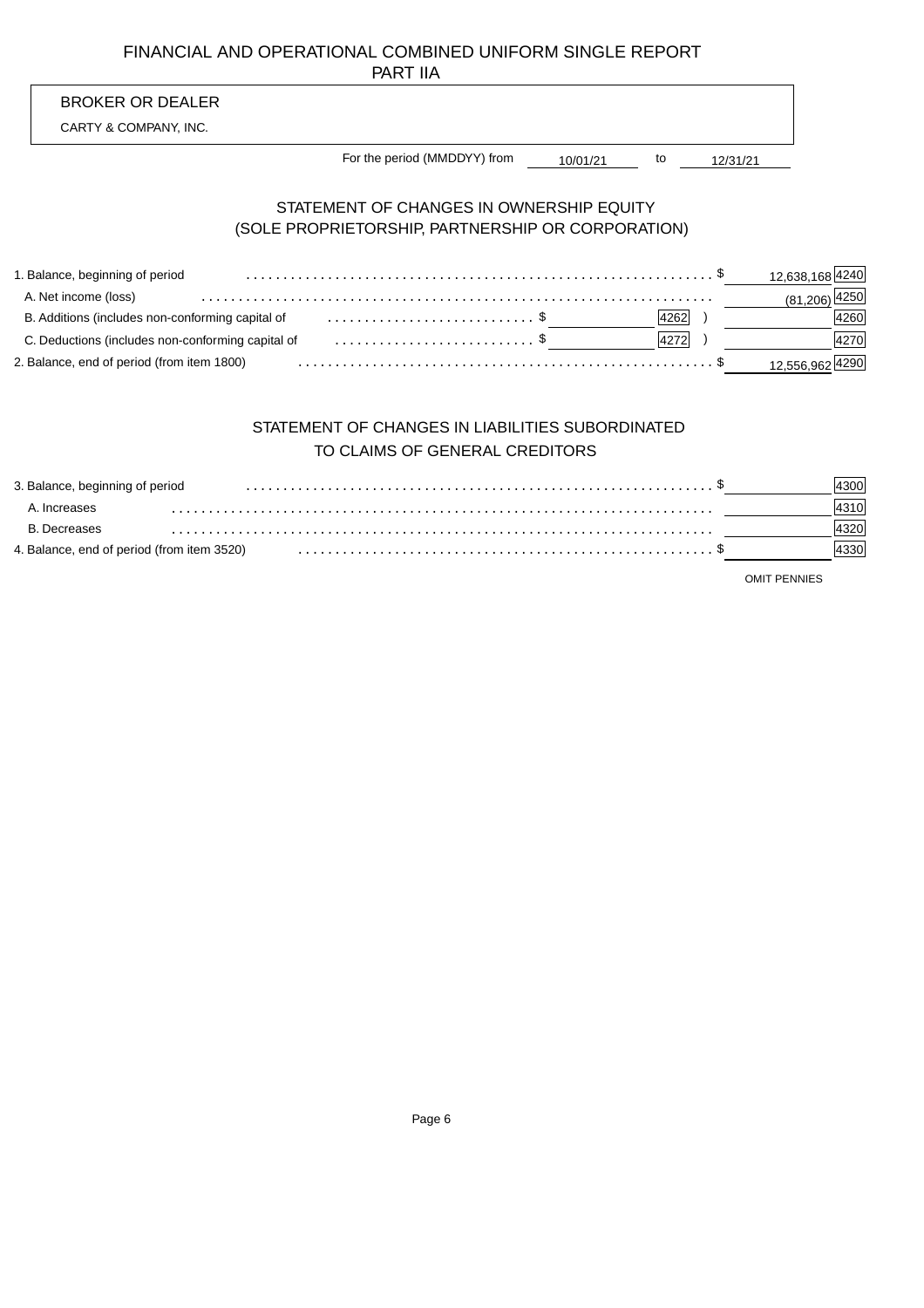# FINANCIAL AND OPERATIONAL COMBINED UNIFORM SINGLE REPORT
## PART IIA

BROKER OR DEALER

CARTY & COMPANY, INC.

For the period (MMDDYY) from 10/01/21 to 12/31/21

## STATEMENT OF CHANGES IN OWNERSHIP EQUITY
## (SOLE PROPRIETORSHIP, PARTNERSHIP OR CORPORATION)

| | | | | |
|---|---|---|---|---|
| 1. Balance, beginning of period | | | $ 12,638,168 | 4240 |
| A. Net income (loss) | | | (81,206) | 4250 |
| B. Additions (includes non-conforming capital of | $ | 4262 ) | | 4260 |
| C. Deductions (includes non-conforming capital of | $ | 4272 ) | | 4270 |
| 2. Balance, end of period (from item 1800) | | | $ 12,556,962 | 4290 |

## STATEMENT OF CHANGES IN LIABILITIES SUBORDINATED
## TO CLAIMS OF GENERAL CREDITORS

| | | |
|---|---|---|
| 3. Balance, beginning of period | $ | 4300 |
| A. Increases | | 4310 |
| B. Decreases | | 4320 |
| 4. Balance, end of period (from item 3520) | $ | 4330 |

OMIT PENNIES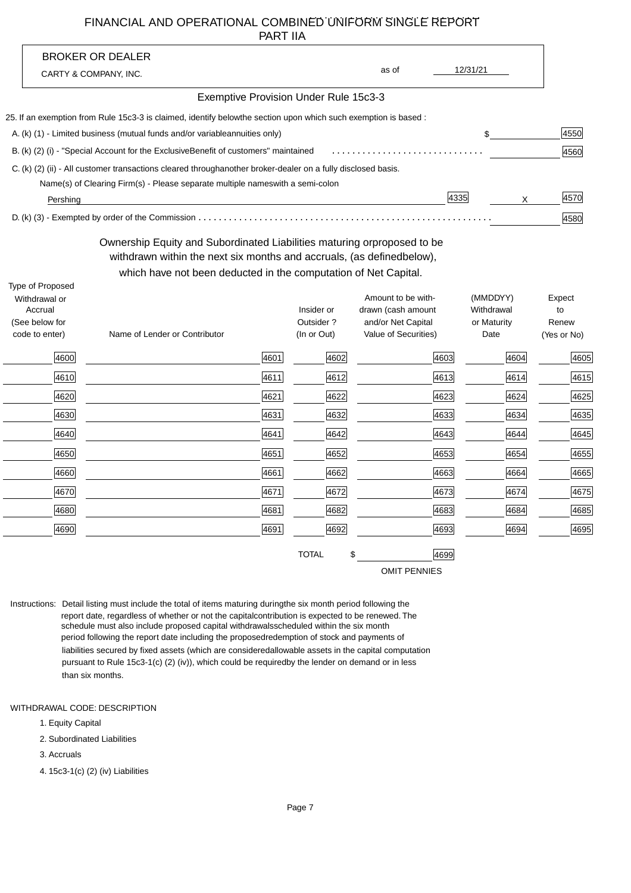# FINANCIAL AND OPERATIONAL COMBINED UNIFORM SINGLE REPORT
## PART IIA

BROKER OR DEALER

CARTY & COMPANY, INC.

as of 12/31/21

### Exemptive Provision Under Rule 15c3-3

25. If an exemption from Rule 15c3-3 is claimed, identify below the section upon which such exemption is based :

A. (k) (1) - Limited business (mutual funds and/or variable annuities only) $ [4550]

B. (k) (2) (i) - "Special Account for the Exclusive Benefit of customers" maintained . . . . . . . . . . . . . . . . . . . . . . . . . . . . . [4560]

C. (k) (2) (ii) - All customer transactions cleared through another broker-dealer on a fully disclosed basis.

Name(s) of Clearing Firm(s) - Please separate multiple names with a semi-colon

Pershing [4335] X [4570]

D. (k) (3) - Exempted by order of the Commission . . . . . . . . . . . . . . . . . . . . . . . . . . . . . . . . . . . . . . . . . . . . . . . . . . . . . . [4580]

### Ownership Equity and Subordinated Liabilities maturing or proposed to be withdrawn within the next six months and accruals, (as defined below), which have not been deducted in the computation of Net Capital.

| Type of Proposed Withdrawal or Accrual (See below for code to enter) | Name of Lender or Contributor | Insider or Outsider ? (In or Out) | Amount to be with-drawn (cash amount and/or Net Capital Value of Securities) | (MMDDYY) Withdrawal or Maturity Date | Expect to Renew (Yes or No) |
|---|---|---|---|---|---|
| 4600 | 4601 | 4602 | 4603 | 4604 | 4605 |
| 4610 | 4611 | 4612 | 4613 | 4614 | 4615 |
| 4620 | 4621 | 4622 | 4623 | 4624 | 4625 |
| 4630 | 4631 | 4632 | 4633 | 4634 | 4635 |
| 4640 | 4641 | 4642 | 4643 | 4644 | 4645 |
| 4650 | 4651 | 4652 | 4653 | 4654 | 4655 |
| 4660 | 4661 | 4662 | 4663 | 4664 | 4665 |
| 4670 | 4671 | 4672 | 4673 | 4674 | 4675 |
| 4680 | 4681 | 4682 | 4683 | 4684 | 4685 |
| 4690 | 4691 | 4692 | 4693 | 4694 | 4695 |
| | | TOTAL | $ 4699 | | |

OMIT PENNIES

Instructions: Detail listing must include the total of items maturing during the six month period following the report date, regardless of whether or not the capital contribution is expected to be renewed. The schedule must also include proposed capital withdrawals scheduled within the six month period following the report date including the proposed redemption of stock and payments of liabilities secured by fixed assets (which are considered allowable assets in the capital computation pursuant to Rule 15c3-1(c) (2) (iv)), which could be required by the lender on demand or in less than six months.

WITHDRAWAL CODE: DESCRIPTION

1. Equity Capital
2. Subordinated Liabilities
3. Accruals
4. 15c3-1(c) (2) (iv) Liabilities